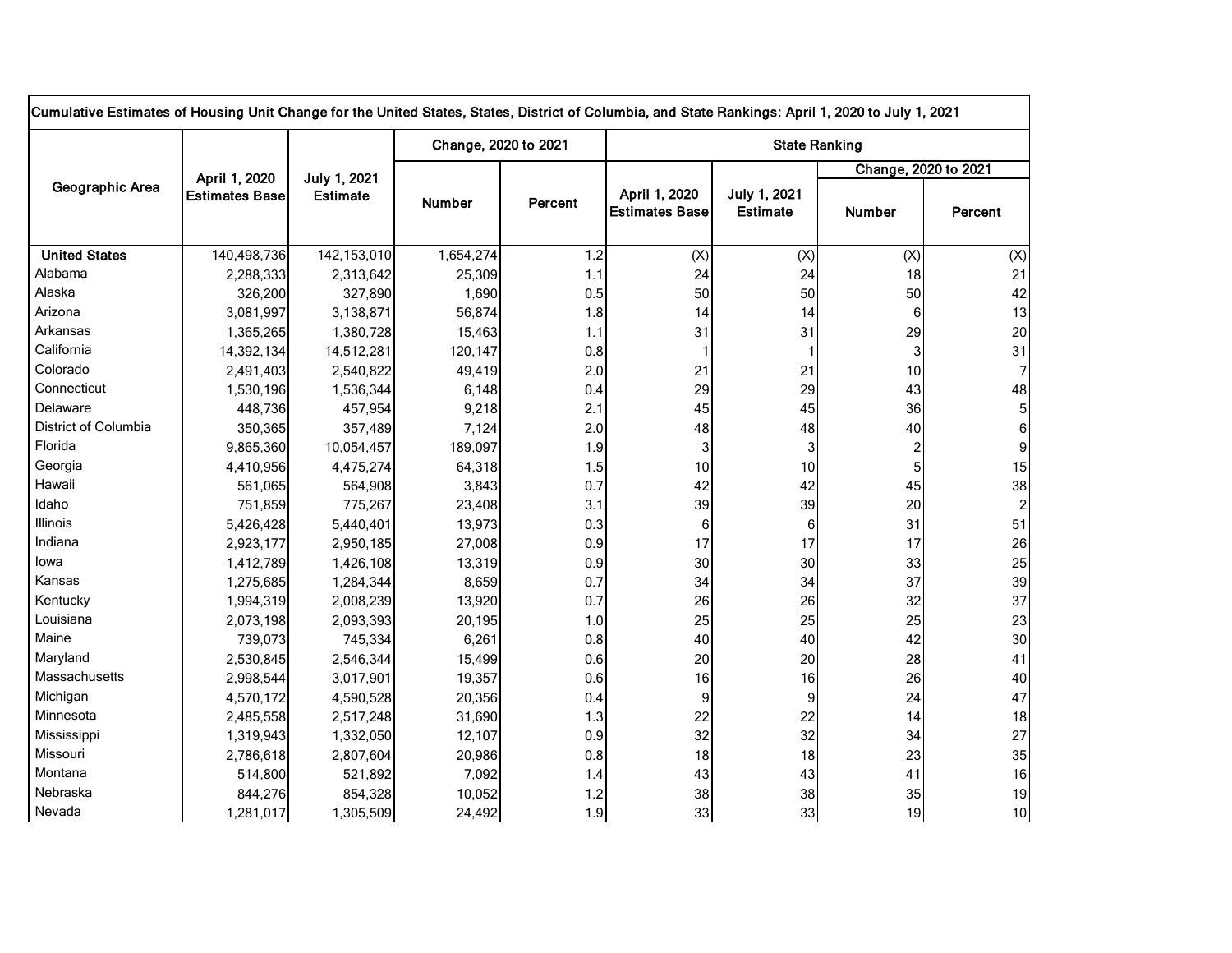Cumulative Estimates of Housing Unit Change for the United States, States, District of Columbia, and State Rankings: April 1, 2020 to July 1, 2021

| Geographic Area | April 1, 2020 Estimates Base | July 1, 2021 Estimate | Change, 2020 to 2021 | | State Ranking | | | |
|---|---|---|---|---|---|---|---|---|
| | | | | | | | Change, 2020 to 2021 | |
| | | | Number | Percent | April 1, 2020 Estimates Base | July 1, 2021 Estimate | Number | Percent |
| **United States** | 140,498,736 | 142,153,010 | 1,654,274 | 1.2 | (X) | (X) | (X) | (X) |
| Alabama | 2,288,333 | 2,313,642 | 25,309 | 1.1 | 24 | 24 | 18 | 21 |
| Alaska | 326,200 | 327,890 | 1,690 | 0.5 | 50 | 50 | 50 | 42 |
| Arizona | 3,081,997 | 3,138,871 | 56,874 | 1.8 | 14 | 14 | 6 | 13 |
| Arkansas | 1,365,265 | 1,380,728 | 15,463 | 1.1 | 31 | 31 | 29 | 20 |
| California | 14,392,134 | 14,512,281 | 120,147 | 0.8 | 1 | 1 | 3 | 31 |
| Colorado | 2,491,403 | 2,540,822 | 49,419 | 2.0 | 21 | 21 | 10 | 7 |
| Connecticut | 1,530,196 | 1,536,344 | 6,148 | 0.4 | 29 | 29 | 43 | 48 |
| Delaware | 448,736 | 457,954 | 9,218 | 2.1 | 45 | 45 | 36 | 5 |
| District of Columbia | 350,365 | 357,489 | 7,124 | 2.0 | 48 | 48 | 40 | 6 |
| Florida | 9,865,360 | 10,054,457 | 189,097 | 1.9 | 3 | 3 | 2 | 9 |
| Georgia | 4,410,956 | 4,475,274 | 64,318 | 1.5 | 10 | 10 | 5 | 15 |
| Hawaii | 561,065 | 564,908 | 3,843 | 0.7 | 42 | 42 | 45 | 38 |
| Idaho | 751,859 | 775,267 | 23,408 | 3.1 | 39 | 39 | 20 | 2 |
| Illinois | 5,426,428 | 5,440,401 | 13,973 | 0.3 | 6 | 6 | 31 | 51 |
| Indiana | 2,923,177 | 2,950,185 | 27,008 | 0.9 | 17 | 17 | 17 | 26 |
| Iowa | 1,412,789 | 1,426,108 | 13,319 | 0.9 | 30 | 30 | 33 | 25 |
| Kansas | 1,275,685 | 1,284,344 | 8,659 | 0.7 | 34 | 34 | 37 | 39 |
| Kentucky | 1,994,319 | 2,008,239 | 13,920 | 0.7 | 26 | 26 | 32 | 37 |
| Louisiana | 2,073,198 | 2,093,393 | 20,195 | 1.0 | 25 | 25 | 25 | 23 |
| Maine | 739,073 | 745,334 | 6,261 | 0.8 | 40 | 40 | 42 | 30 |
| Maryland | 2,530,845 | 2,546,344 | 15,499 | 0.6 | 20 | 20 | 28 | 41 |
| Massachusetts | 2,998,544 | 3,017,901 | 19,357 | 0.6 | 16 | 16 | 26 | 40 |
| Michigan | 4,570,172 | 4,590,528 | 20,356 | 0.4 | 9 | 9 | 24 | 47 |
| Minnesota | 2,485,558 | 2,517,248 | 31,690 | 1.3 | 22 | 22 | 14 | 18 |
| Mississippi | 1,319,943 | 1,332,050 | 12,107 | 0.9 | 32 | 32 | 34 | 27 |
| Missouri | 2,786,618 | 2,807,604 | 20,986 | 0.8 | 18 | 18 | 23 | 35 |
| Montana | 514,800 | 521,892 | 7,092 | 1.4 | 43 | 43 | 41 | 16 |
| Nebraska | 844,276 | 854,328 | 10,052 | 1.2 | 38 | 38 | 35 | 19 |
| Nevada | 1,281,017 | 1,305,509 | 24,492 | 1.9 | 33 | 33 | 19 | 10 |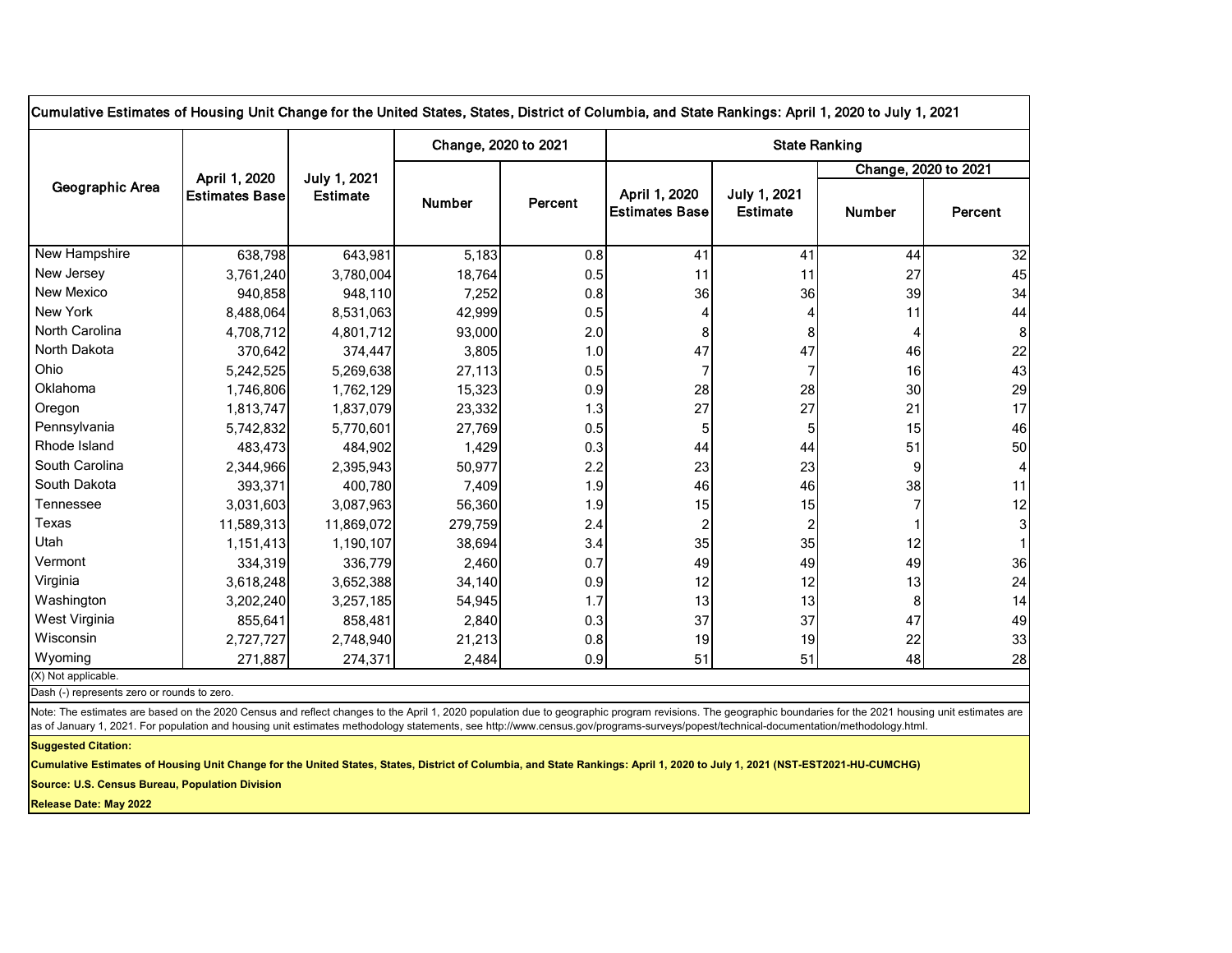**Cumulative Estimates of Housing Unit Change for the United States, States, District of Columbia, and State Rankings: April 1, 2020 to July 1, 2021**

| Geographic Area | April 1, 2020 Estimates Base | July 1, 2021 Estimate | Change, 2020 to 2021 | | State Ranking | | | |
|---|---|---|---|---|---|---|---|---|
| | | | | | | | Change, 2020 to 2021 | |
| | | | Number | Percent | April 1, 2020 Estimates Base | July 1, 2021 Estimate | Number | Percent |
| New Hampshire | 638,798 | 643,981 | 5,183 | 0.8 | 41 | 41 | 44 | 32 |
| New Jersey | 3,761,240 | 3,780,004 | 18,764 | 0.5 | 11 | 11 | 27 | 45 |
| New Mexico | 940,858 | 948,110 | 7,252 | 0.8 | 36 | 36 | 39 | 34 |
| New York | 8,488,064 | 8,531,063 | 42,999 | 0.5 | 4 | 4 | 11 | 44 |
| North Carolina | 4,708,712 | 4,801,712 | 93,000 | 2.0 | 8 | 8 | 4 | 8 |
| North Dakota | 370,642 | 374,447 | 3,805 | 1.0 | 47 | 47 | 46 | 22 |
| Ohio | 5,242,525 | 5,269,638 | 27,113 | 0.5 | 7 | 7 | 16 | 43 |
| Oklahoma | 1,746,806 | 1,762,129 | 15,323 | 0.9 | 28 | 28 | 30 | 29 |
| Oregon | 1,813,747 | 1,837,079 | 23,332 | 1.3 | 27 | 27 | 21 | 17 |
| Pennsylvania | 5,742,832 | 5,770,601 | 27,769 | 0.5 | 5 | 5 | 15 | 46 |
| Rhode Island | 483,473 | 484,902 | 1,429 | 0.3 | 44 | 44 | 51 | 50 |
| South Carolina | 2,344,966 | 2,395,943 | 50,977 | 2.2 | 23 | 23 | 9 | 4 |
| South Dakota | 393,371 | 400,780 | 7,409 | 1.9 | 46 | 46 | 38 | 11 |
| Tennessee | 3,031,603 | 3,087,963 | 56,360 | 1.9 | 15 | 15 | 7 | 12 |
| Texas | 11,589,313 | 11,869,072 | 279,759 | 2.4 | 2 | 2 | 1 | 3 |
| Utah | 1,151,413 | 1,190,107 | 38,694 | 3.4 | 35 | 35 | 12 | 1 |
| Vermont | 334,319 | 336,779 | 2,460 | 0.7 | 49 | 49 | 49 | 36 |
| Virginia | 3,618,248 | 3,652,388 | 34,140 | 0.9 | 12 | 12 | 13 | 24 |
| Washington | 3,202,240 | 3,257,185 | 54,945 | 1.7 | 13 | 13 | 8 | 14 |
| West Virginia | 855,641 | 858,481 | 2,840 | 0.3 | 37 | 37 | 47 | 49 |
| Wisconsin | 2,727,727 | 2,748,940 | 21,213 | 0.8 | 19 | 19 | 22 | 33 |
| Wyoming | 271,887 | 274,371 | 2,484 | 0.9 | 51 | 51 | 48 | 28 |

(X) Not applicable.

Dash (-) represents zero or rounds to zero.

Note: The estimates are based on the 2020 Census and reflect changes to the April 1, 2020 population due to geographic program revisions. The geographic boundaries for the 2021 housing unit estimates are as of January 1, 2021. For population and housing unit estimates methodology statements, see http://www.census.gov/programs-surveys/popest/technical-documentation/methodology.html.

**Suggested Citation:**

**Cumulative Estimates of Housing Unit Change for the United States, States, District of Columbia, and State Rankings: April 1, 2020 to July 1, 2021 (NST-EST2021-HU-CUMCHG)**

**Source: U.S. Census Bureau, Population Division**

**Release Date: May 2022**